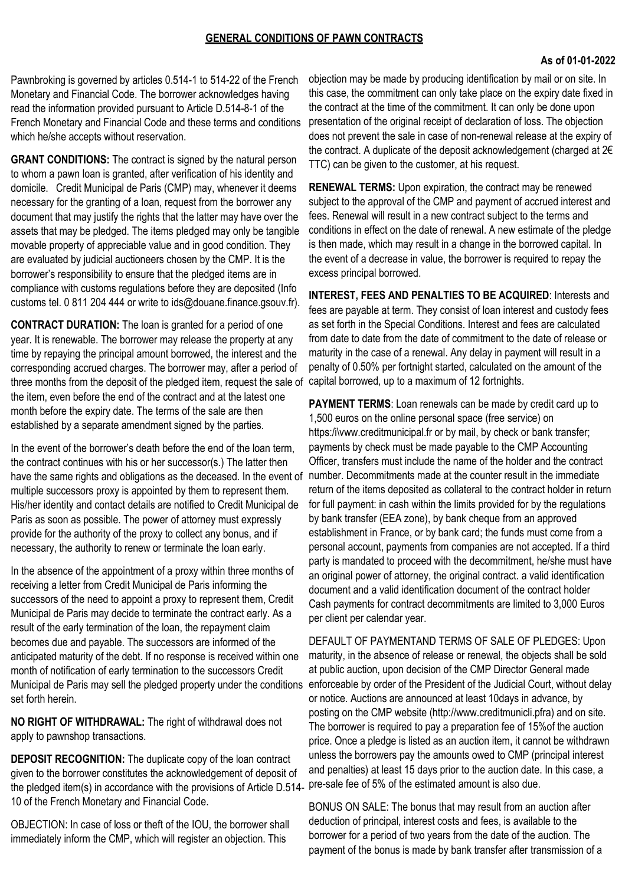# GENERAL CONDITIONS OF PAWN CONTRACTS

**As of 01-01-2022**

Pawnbroking is governed by articles 0.514-1 to 514-22 of the French Monetary and Financial Code. The borrower acknowledges having read the information provided pursuant to Article D.514-8-1 of the French Monetary and Financial Code and these terms and conditions which he/she accepts without reservation.

**GRANT CONDITIONS:** The contract is signed by the natural person to whom a pawn loan is granted, after verification of his identity and domicile. Credit Municipal de Paris (CMP) may, whenever it deems necessary for the granting of a loan, request from the borrower any document that may justify the rights that the latter may have over the assets that may be pledged. The items pledged may only be tangible movable property of appreciable value and in good condition. They are evaluated by judicial auctioneers chosen by the CMP. It is the borrower's responsibility to ensure that the pledged items are in compliance with customs regulations before they are deposited (Info customs tel. 0 811 204 444 or write to ids@douane.finance.gsouv.fr).

**CONTRACT DURATION:** The loan is granted for a period of one year. It is renewable. The borrower may release the property at any time by repaying the principal amount borrowed, the interest and the corresponding accrued charges. The borrower may, after a period of three months from the deposit of the pledged item, request the sale of the item, even before the end of the contract and at the latest one month before the expiry date. The terms of the sale are then established by a separate amendment signed by the parties.

In the event of the borrower's death before the end of the loan term, the contract continues with his or her successor(s.) The latter then have the same rights and obligations as the deceased. In the event of multiple successors proxy is appointed by them to represent them. His/her identity and contact details are notified to Credit Municipal de Paris as soon as possible. The power of attorney must expressly provide for the authority of the proxy to collect any bonus, and if necessary, the authority to renew or terminate the loan early.

In the absence of the appointment of a proxy within three months of receiving a letter from Credit Municipal de Paris informing the successors of the need to appoint a proxy to represent them, Credit Municipal de Paris may decide to terminate the contract early. As a result of the early termination of the loan, the repayment claim becomes due and payable. The successors are informed of the anticipated maturity of the debt. If no response is received within one month of notification of early termination to the successors Credit Municipal de Paris may sell the pledged property under the conditions set forth herein.

**NO RIGHT OF WITHDRAWAL:** The right of withdrawal does not apply to pawnshop transactions.

**DEPOSIT RECOGNITION:** The duplicate copy of the loan contract given to the borrower constitutes the acknowledgement of deposit of the pledged item(s) in accordance with the provisions of Article D.514-10 of the French Monetary and Financial Code.

OBJECTION: In case of loss or theft of the IOU, the borrower shall immediately inform the CMP, which will register an objection. This objection may be made by producing identification by mail or on site. In this case, the commitment can only take place on the expiry date fixed in the contract at the time of the commitment. It can only be done upon presentation of the original receipt of declaration of loss. The objection does not prevent the sale in case of non-renewal release at the expiry of the contract. A duplicate of the deposit acknowledgement (charged at 2€ TTC) can be given to the customer, at his request.

**RENEWAL TERMS:** Upon expiration, the contract may be renewed subject to the approval of the CMP and payment of accrued interest and fees. Renewal will result in a new contract subject to the terms and conditions in effect on the date of renewal. A new estimate of the pledge is then made, which may result in a change in the borrowed capital. In the event of a decrease in value, the borrower is required to repay the excess principal borrowed.

**INTEREST, FEES AND PENALTIES TO BE ACQUIRED**: Interests and fees are payable at term. They consist of loan interest and custody fees as set forth in the Special Conditions. Interest and fees are calculated from date to date from the date of commitment to the date of release or maturity in the case of a renewal. Any delay in payment will result in a penalty of 0.50% per fortnight started, calculated on the amount of the capital borrowed, up to a maximum of 12 fortnights.

**PAYMENT TERMS**: Loan renewals can be made by credit card up to 1,500 euros on the online personal space (free service) on https:/i\vww.creditmunicipal.fr or by mail, by check or bank transfer; payments by check must be made payable to the CMP Accounting Officer, transfers must include the name of the holder and the contract number. Decommitments made at the counter result in the immediate return of the items deposited as collateral to the contract holder in return for full payment: in cash within the limits provided for by the regulations by bank transfer (EEA zone), by bank cheque from an approved establishment in France, or by bank card; the funds must come from a personal account, payments from companies are not accepted. If a third party is mandated to proceed with the decommitment, he/she must have an original power of attorney, the original contract. a valid identification document and a valid identification document of the contract holder Cash payments for contract decommitments are limited to 3,000 Euros per client per calendar year.

DEFAULT OF PAYMENTAND TERMS OF SALE OF PLEDGES: Upon maturity, in the absence of release or renewal, the objects shall be sold at public auction, upon decision of the CMP Director General made enforceable by order of the President of the Judicial Court, without delay or notice. Auctions are announced at least 10days in advance, by posting on the CMP website (http://www.creditmunicli.pfra) and on site. The borrower is required to pay a preparation fee of 15%of the auction price. Once a pledge is listed as an auction item, it cannot be withdrawn unless the borrowers pay the amounts owed to CMP (principal interest and penalties) at least 15 days prior to the auction date. In this case, a pre-sale fee of 5% of the estimated amount is also due.

BONUS ON SALE: The bonus that may result from an auction after deduction of principal, interest costs and fees, is available to the borrower for a period of two years from the date of the auction. The payment of the bonus is made by bank transfer after transmission of a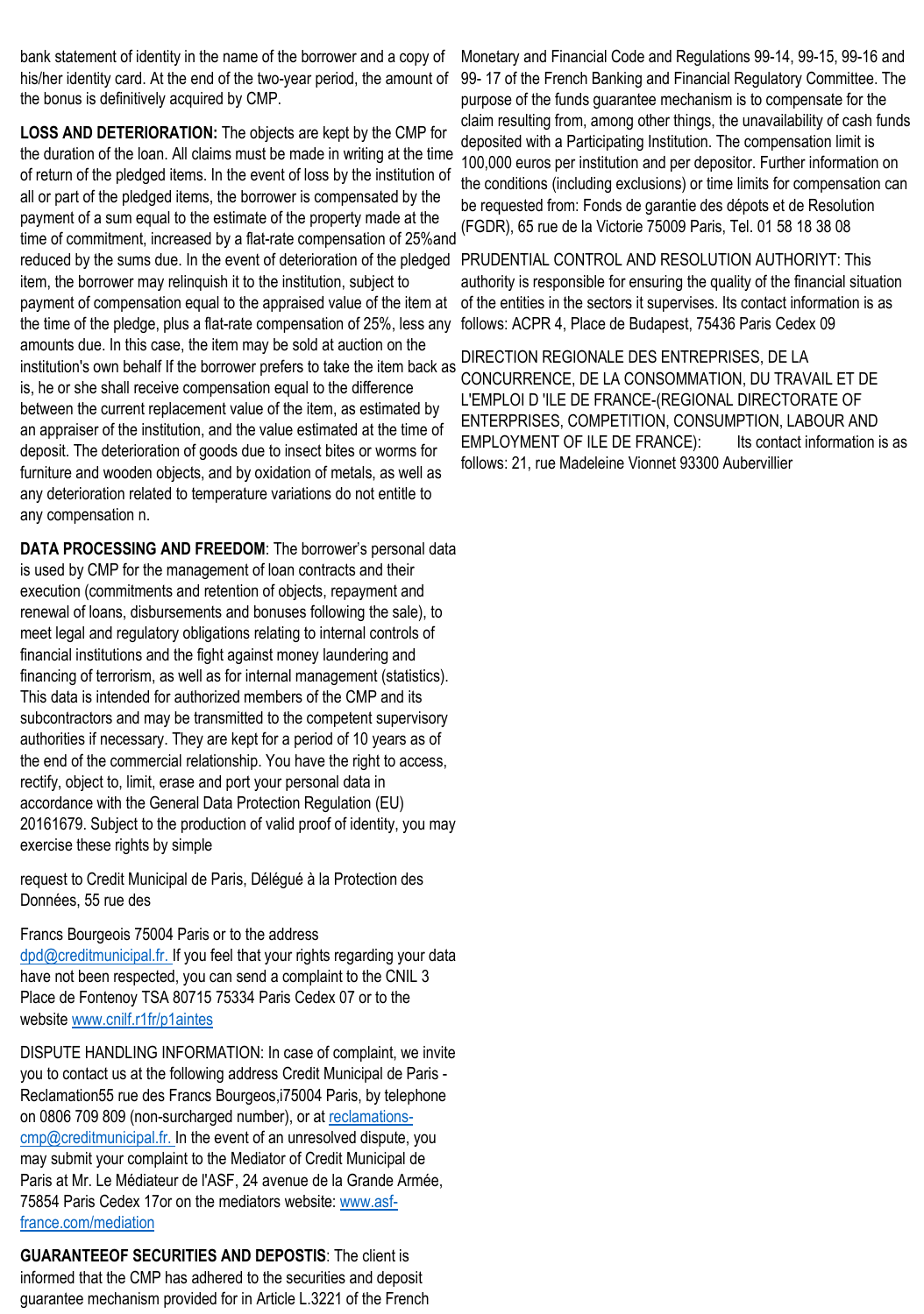bank statement of identity in the name of the borrower and a copy of his/her identity card. At the end of the two-year period, the amount of the bonus is definitively acquired by CMP.

**LOSS AND DETERIORATION:** The objects are kept by the CMP for the duration of the loan. All claims must be made in writing at the time of return of the pledged items. In the event of loss by the institution of all or part of the pledged items, the borrower is compensated by the payment of a sum equal to the estimate of the property made at the time of commitment, increased by a flat-rate compensation of 25%and reduced by the sums due. In the event of deterioration of the pledged item, the borrower may relinquish it to the institution, subject to payment of compensation equal to the appraised value of the item at the time of the pledge, plus a flat-rate compensation of 25%, less any amounts due. In this case, the item may be sold at auction on the institution's own behalf If the borrower prefers to take the item back as is, he or she shall receive compensation equal to the difference between the current replacement value of the item, as estimated by an appraiser of the institution, and the value estimated at the time of deposit. The deterioration of goods due to insect bites or worms for furniture and wooden objects, and by oxidation of metals, as well as any deterioration related to temperature variations do not entitle to any compensation n.

**DATA PROCESSING AND FREEDOM**: The borrower's personal data is used by CMP for the management of loan contracts and their execution (commitments and retention of objects, repayment and renewal of loans, disbursements and bonuses following the sale), to meet legal and regulatory obligations relating to internal controls of financial institutions and the fight against money laundering and financing of terrorism, as well as for internal management (statistics). This data is intended for authorized members of the CMP and its subcontractors and may be transmitted to the competent supervisory authorities if necessary. They are kept for a period of 10 years as of the end of the commercial relationship. You have the right to access, rectify, object to, limit, erase and port your personal data in accordance with the General Data Protection Regulation (EU) 20161679. Subject to the production of valid proof of identity, you may exercise these rights by simple

request to Credit Municipal de Paris, Délégué à la Protection des Données, 55 rue des

Francs Bourgeois 75004 Paris or to the address dpd@creditmunicipal.fr. If you feel that your rights regarding your data have not been respected, you can send a complaint to the CNIL 3 Place de Fontenoy TSA 80715 75334 Paris Cedex 07 or to the website www.cnilf.r1fr/p1aintes

DISPUTE HANDLING INFORMATION: In case of complaint, we invite you to contact us at the following address Credit Municipal de Paris - Reclamation55 rue des Francs Bourgeos,i75004 Paris, by telephone on 0806 709 809 (non-surcharged number), or at reclamations-cmp@creditmunicipal.fr. In the event of an unresolved dispute, you may submit your complaint to the Mediator of Credit Municipal de Paris at Mr. Le Médiateur de l'ASF, 24 avenue de la Grande Armée, 75854 Paris Cedex 17or on the mediators website: www.asf-france.com/mediation

**GUARANTEEOF SECURITIES AND DEPOSTIS**: The client is informed that the CMP has adhered to the securities and deposit guarantee mechanism provided for in Article L.3221 of the French Monetary and Financial Code and Regulations 99-14, 99-15, 99-16 and 99- 17 of the French Banking and Financial Regulatory Committee. The purpose of the funds guarantee mechanism is to compensate for the claim resulting from, among other things, the unavailability of cash funds deposited with a Participating Institution. The compensation limit is 100,000 euros per institution and per depositor. Further information on the conditions (including exclusions) or time limits for compensation can be requested from: Fonds de garantie des dépots et de Resolution (FGDR), 65 rue de la Victorie 75009 Paris, Tel. 01 58 18 38 08

PRUDENTIAL CONTROL AND RESOLUTION AUTHORIYT: This authority is responsible for ensuring the quality of the financial situation of the entities in the sectors it supervises. Its contact information is as follows: ACPR 4, Place de Budapest, 75436 Paris Cedex 09

DIRECTION REGIONALE DES ENTREPRISES, DE LA CONCURRENCE, DE LA CONSOMMATION, DU TRAVAIL ET DE L'EMPLOI D 'ILE DE FRANCE-(REGIONAL DIRECTORATE OF ENTERPRISES, COMPETITION, CONSUMPTION, LABOUR AND EMPLOYMENT OF ILE DE FRANCE): Its contact information is as follows: 21, rue Madeleine Vionnet 93300 Aubervillier